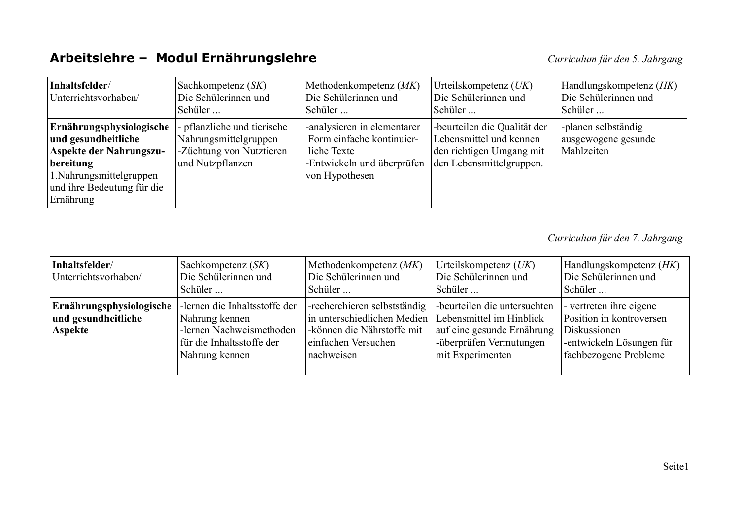## Arbeitslehre – Modul Ernährungslehre

*Curriculum für den 5. Jahrgang*

| **Inhaltsfelder**/ Unterrichtsvorhaben/ | Sachkompetenz (*SK*) Die Schülerinnen und Schüler ... | Methodenkompetenz (*MK*) Die Schülerinnen und Schüler ... | Urteilskompetenz (*UK*) Die Schülerinnen und Schüler ... | Handlungskompetenz (*HK*) Die Schülerinnen und Schüler ... |
|---|---|---|---|---|
| **Ernährungsphysiologische und gesundheitliche Aspekte der Nahrungszubereitung** 1.Nahrungsmittelgruppen und ihre Bedeutung für die Ernährung | - pflanzliche und tierische Nahrungsmittelgruppen -Züchtung von Nutztieren und Nutzpflanzen | -analysieren in elementarer Form einfache kontinuierliche Texte -Entwickeln und überprüfen von Hypothesen | -beurteilen die Qualität der Lebensmittel und kennen den richtigen Umgang mit den Lebensmittelgruppen. | -planen selbständig ausgewogene gesunde Mahlzeiten |

*Curriculum für den 7. Jahrgang*

| **Inhaltsfelder**/ Unterrichtsvorhaben/ | Sachkompetenz (*SK*) Die Schülerinnen und Schüler ... | Methodenkompetenz (*MK*) Die Schülerinnen und Schüler ... | Urteilskompetenz (*UK*) Die Schülerinnen und Schüler ... | Handlungskompetenz (*HK*) Die Schülerinnen und Schüler ... |
|---|---|---|---|---|
| **Ernährungsphysiologische und gesundheitliche Aspekte** | -lernen die Inhaltsstoffe der Nahrung kennen -lernen Nachweismethoden für die Inhaltsstoffe der Nahrung kennen | -recherchieren selbstständig in unterschiedlichen Medien -können die Nährstoffe mit einfachen Versuchen nachweisen | -beurteilen die untersuchten Lebensmittel im Hinblick auf eine gesunde Ernährung -überprüfen Vermutungen mit Experimenten | - vertreten ihre eigene Position in kontroversen Diskussionen -entwickeln Lösungen für fachbezogene Probleme |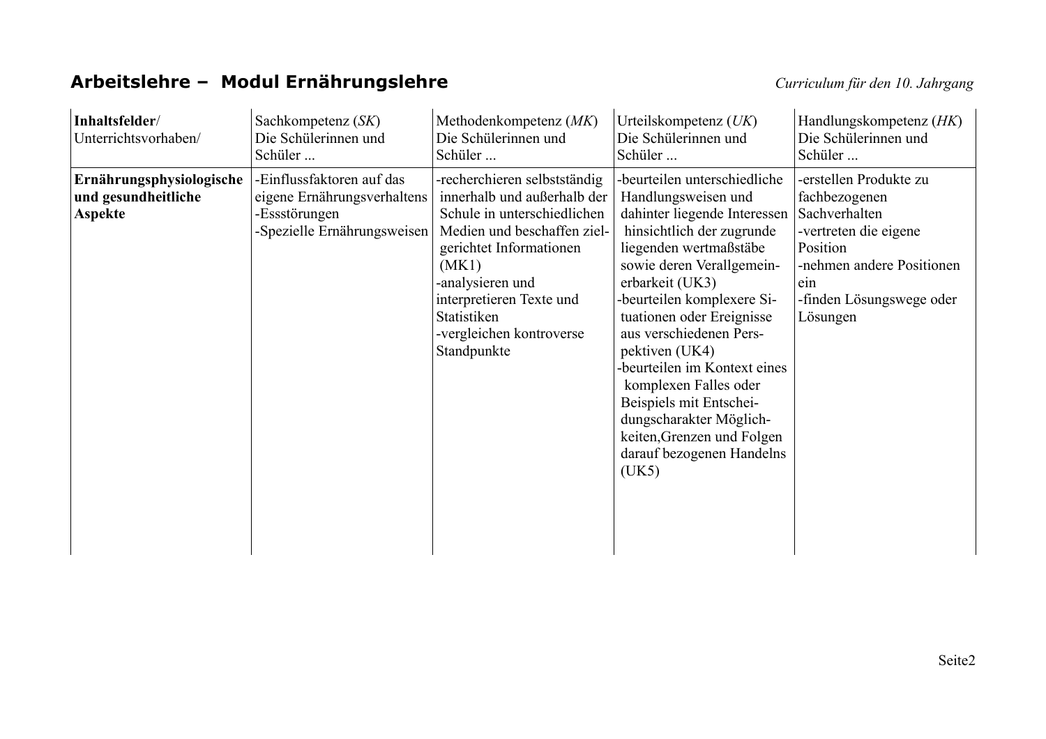## Arbeitslehre – Modul Ernährungslehre

*Curriculum für den 10. Jahrgang*

| Inhaltsfelder/ Unterrichtsvorhaben/ | Sachkompetenz (*SK*) Die Schülerinnen und Schüler ... | Methodenkompetenz (*MK*) Die Schülerinnen und Schüler ... | Urteilskompetenz (*UK*) Die Schülerinnen und Schüler ... | Handlungskompetenz (*HK*) Die Schülerinnen und Schüler ... |
|---|---|---|---|---|
| **Ernährungsphysiologische und gesundheitliche Aspekte** | -Einflussfaktoren auf das eigene Ernährungsverhaltens<br>-Essstörungen<br>-Spezielle Ernährungsweisen | -recherchieren selbstständig innerhalb und außerhalb der Schule in unterschiedlichen Medien und beschaffen zielgerichtet Informationen (MK1)<br>-analysieren und interpretieren Texte und Statistiken<br>-vergleichen kontroverse Standpunkte | -beurteilen unterschiedliche Handlungsweisen und dahinter liegende Interessen hinsichtlich der zugrunde liegenden wertmaßstäbe sowie deren Verallgemeinerbarkeit (UK3)<br>-beurteilen komplexere Situationen oder Ereignisse aus verschiedenen Perspektiven (UK4)<br>-beurteilen im Kontext eines komplexen Falles oder Beispiels mit Entscheidungscharakter Möglichkeiten,Grenzen und Folgen darauf bezogenen Handelns (UK5) | -erstellen Produkte zu fachbezogenen Sachverhalten<br>-vertreten die eigene Position<br>-nehmen andere Positionen ein<br>-finden Lösungswege oder Lösungen |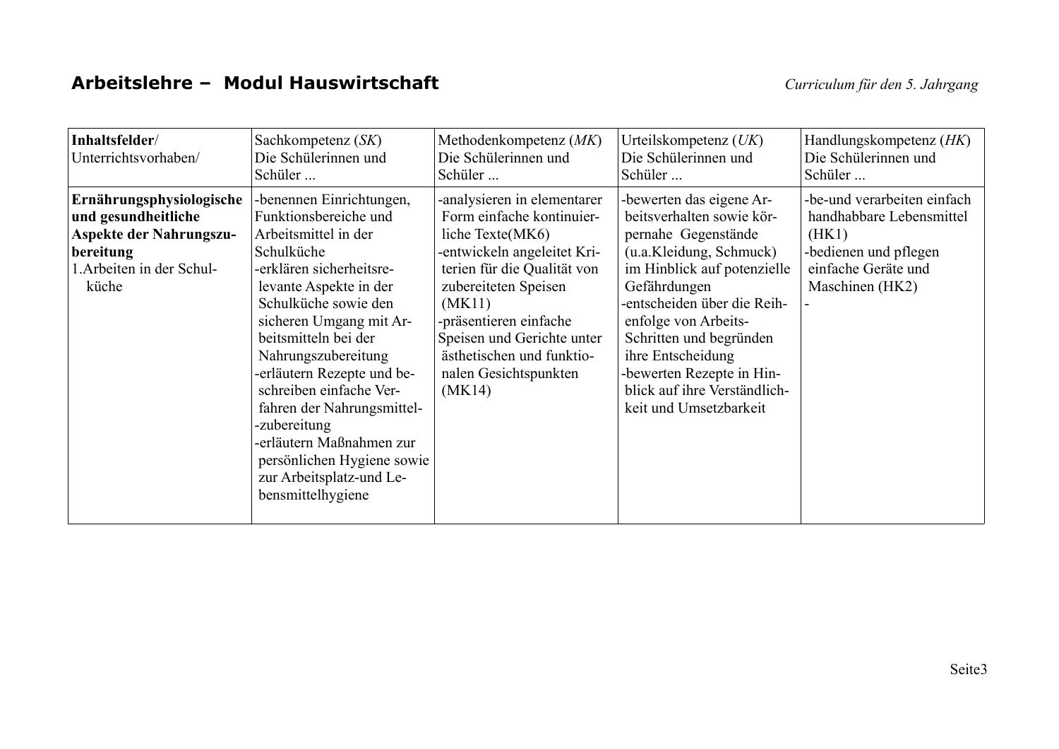## Arbeitslehre – Modul Hauswirtschaft

*Curriculum für den 5. Jahrgang*

| **Inhaltsfelder**/ Unterrichtsvorhaben/ | Sachkompetenz (*SK*) Die Schülerinnen und Schüler ... | Methodenkompetenz (*MK*) Die Schülerinnen und Schüler ... | Urteilskompetenz (*UK*) Die Schülerinnen und Schüler ... | Handlungskompetenz (*HK*) Die Schülerinnen und Schüler ... |
|---|---|---|---|---|
| **Ernährungsphysiologische und gesundheitliche Aspekte der Nahrungszubereitung**<br>1.Arbeiten in der Schulküche | -benennen Einrichtungen, Funktionsbereiche und Arbeitsmittel in der Schulküche<br>-erklären sicherheitsrelevante Aspekte in der Schulküche sowie den sicheren Umgang mit Arbeitsmitteln bei der Nahrungszubereitung<br>-erläutern Rezepte und beschreiben einfache Verfahren der Nahrungsmittel-zubereitung<br>-erläutern Maßnahmen zur persönlichen Hygiene sowie zur Arbeitsplatz-und Lebensmittelhygiene | -analysieren in elementarer Form einfache kontinuierliche Texte(MK6)<br>-entwickeln angeleitet Kriterien für die Qualität von zubereiteten Speisen (MK11)<br>-präsentieren einfache Speisen und Gerichte unter ästhetischen und funktionalen Gesichtspunkten (MK14) | -bewerten das eigene Arbeitsverhalten sowie körpernahe Gegenstände (u.a.Kleidung, Schmuck) im Hinblick auf potenzielle Gefährdungen<br>-entscheiden über die Reihenfolge von Arbeits-Schritten und begründen ihre Entscheidung<br>-bewerten Rezepte in Hinblick auf ihre Verständlichkeit und Umsetzbarkeit | -be-und verarbeiten einfach handhabbare Lebensmittel (HK1)<br>-bedienen und pflegen einfache Geräte und Maschinen (HK2)<br>- |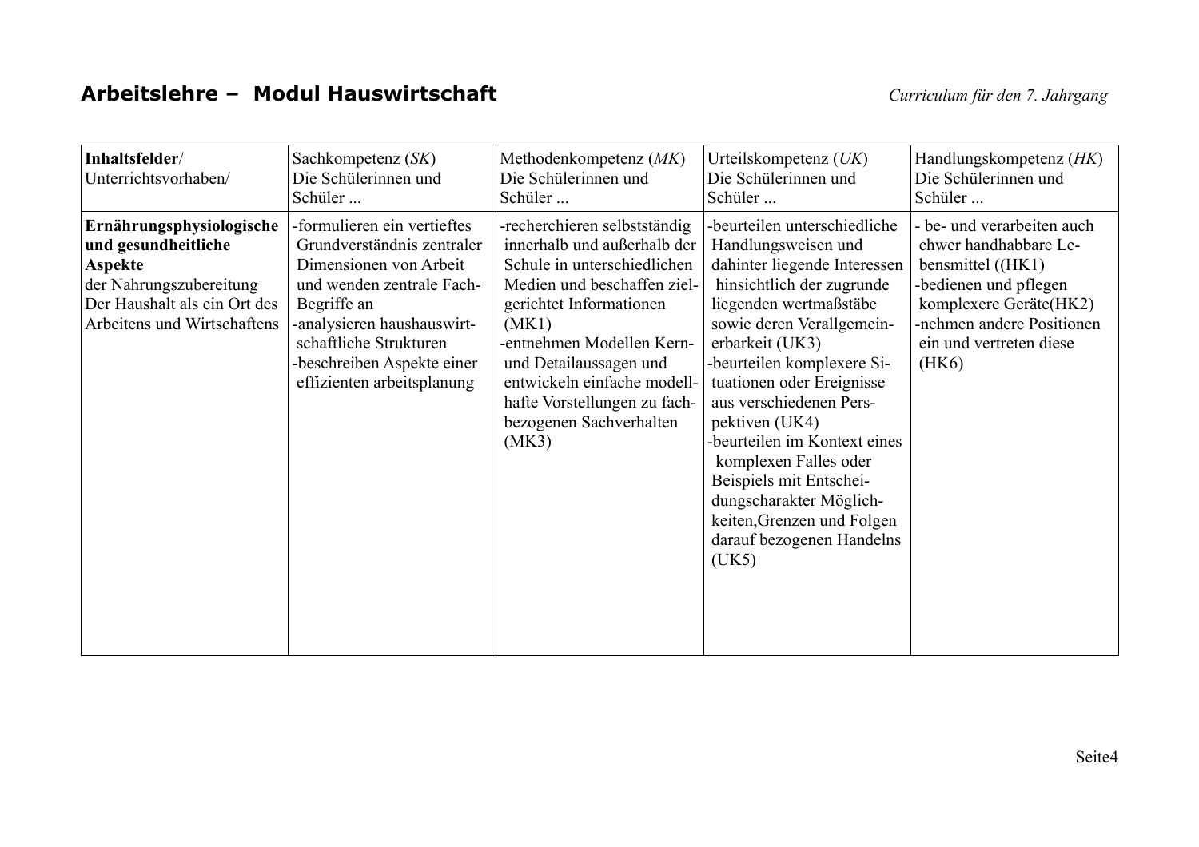## Arbeitslehre – Modul Hauswirtschaft

*Curriculum für den 7. Jahrgang*

| **Inhaltsfelder**/ Unterrichtsvorhaben/ | Sachkompetenz (*SK*) Die Schülerinnen und Schüler ... | Methodenkompetenz (*MK*) Die Schülerinnen und Schüler ... | Urteilskompetenz (*UK*) Die Schülerinnen und Schüler ... | Handlungskompetenz (*HK*) Die Schülerinnen und Schüler ... |
|---|---|---|---|---|
| **Ernährungsphysiologische und gesundheitliche Aspekte** der Nahrungszubereitung Der Haushalt als ein Ort des Arbeitens und Wirtschaftens | -formulieren ein vertieftes Grundverständnis zentraler Dimensionen von Arbeit und wenden zentrale Fach-Begriffe an<br>-analysieren haushauswirtschaftliche Strukturen<br>-beschreiben Aspekte einer effizienten arbeitsplanung | -recherchieren selbstständig innerhalb und außerhalb der Schule in unterschiedlichen Medien und beschaffen zielgerichtet Informationen (MK1)<br>-entnehmen Modellen Kern- und Detailaussagen und entwickeln einfache modellhafte Vorstellungen zu fachbezogenen Sachverhalten (MK3) | -beurteilen unterschiedliche Handlungsweisen und dahinter liegende Interessen hinsichtlich der zugrunde liegenden wertmaßstäbe sowie deren Verallgemeinerbarkeit (UK3)<br>-beurteilen komplexere Situationen oder Ereignisse aus verschiedenen Perspektiven (UK4)<br>-beurteilen im Kontext eines komplexen Falles oder Beispiels mit Entscheidungscharakter Möglichkeiten,Grenzen und Folgen darauf bezogenen Handelns (UK5) | - be- und verarbeiten auch chwer handhabbare Lebensmittel ((HK1)<br>-bedienen und pflegen komplexere Geräte(HK2)<br>-nehmen andere Positionen ein und vertreten diese (HK6) |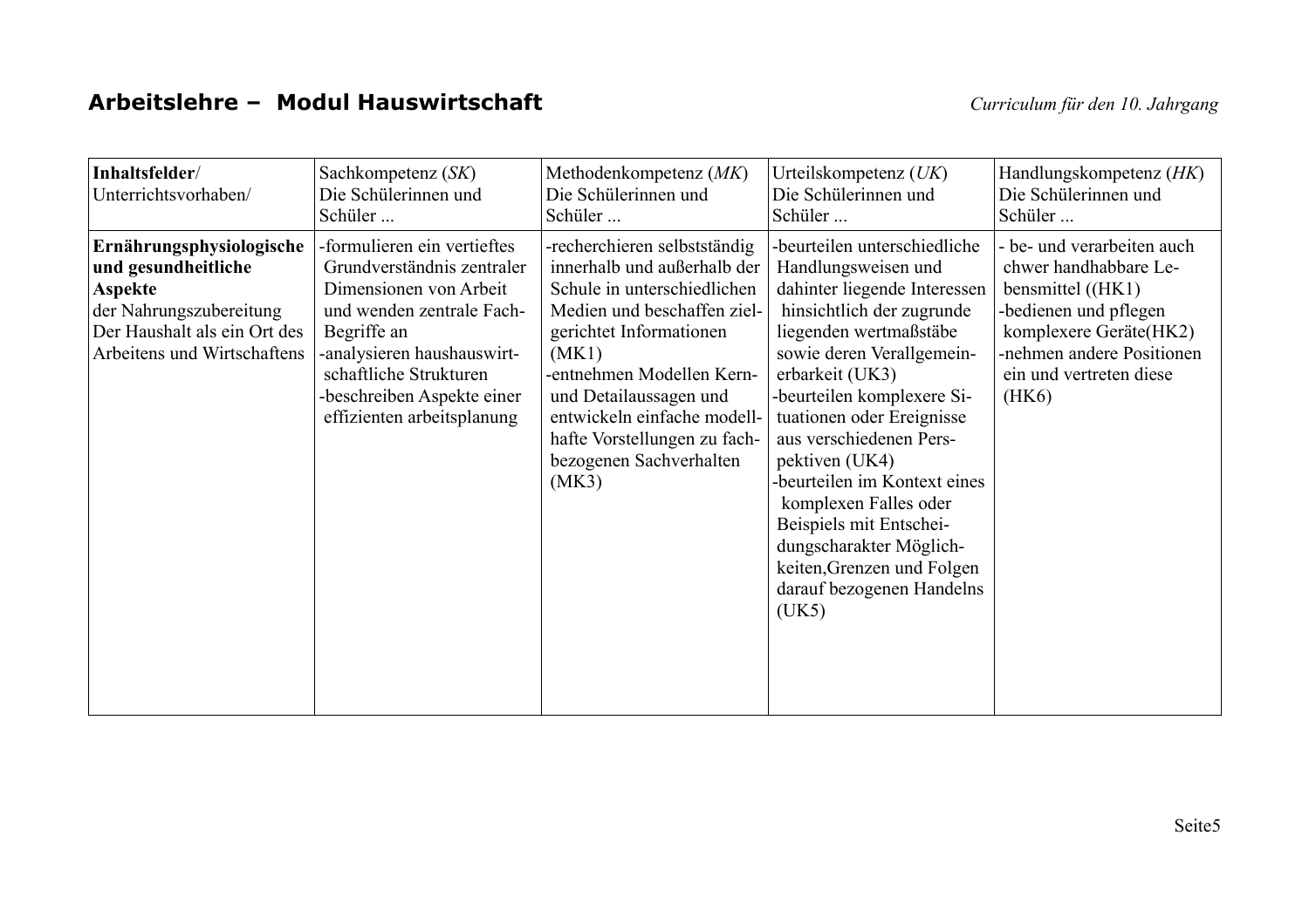**Arbeitslehre – Modul Hauswirtschaft** *Curriculum für den 10. Jahrgang*

| Inhaltsfelder/ Unterrichtsvorhaben/ | Sachkompetenz (*SK*) Die Schülerinnen und Schüler ... | Methodenkompetenz (*MK*) Die Schülerinnen und Schüler ... | Urteilskompetenz (*UK*) Die Schülerinnen und Schüler ... | Handlungskompetenz (*HK*) Die Schülerinnen und Schüler ... |
|---|---|---|---|---|
| **Ernährungsphysiologische und gesundheitliche Aspekte** der Nahrungszubereitung Der Haushalt als ein Ort des Arbeitens und Wirtschaftens | -formulieren ein vertieftes Grundverständnis zentraler Dimensionen von Arbeit und wenden zentrale Fach-Begriffe an<br>-analysieren haushauswirtschaftliche Strukturen<br>-beschreiben Aspekte einer effizienten arbeitsplanung | -recherchieren selbstständig innerhalb und außerhalb der Schule in unterschiedlichen Medien und beschaffen zielgerichtet Informationen (MK1)<br>-entnehmen Modellen Kern- und Detailaussagen und entwickeln einfache modellhafte Vorstellungen zu fachbezogenen Sachverhalten (MK3) | -beurteilen unterschiedliche Handlungsweisen und dahinter liegende Interessen hinsichtlich der zugrunde liegenden wertmaßstäbe sowie deren Verallgemeinerbarkeit (UK3)<br>-beurteilen komplexere Situationen oder Ereignisse aus verschiedenen Perspektiven (UK4)<br>-beurteilen im Kontext eines komplexen Falles oder Beispiels mit Entscheidungscharakter Möglichkeiten,Grenzen und Folgen darauf bezogenen Handelns (UK5) | - be- und verarbeiten auch chwer handhabbare Lebensmittel ((HK1)<br>-bedienen und pflegen komplexere Geräte(HK2)<br>-nehmen andere Positionen ein und vertreten diese (HK6) |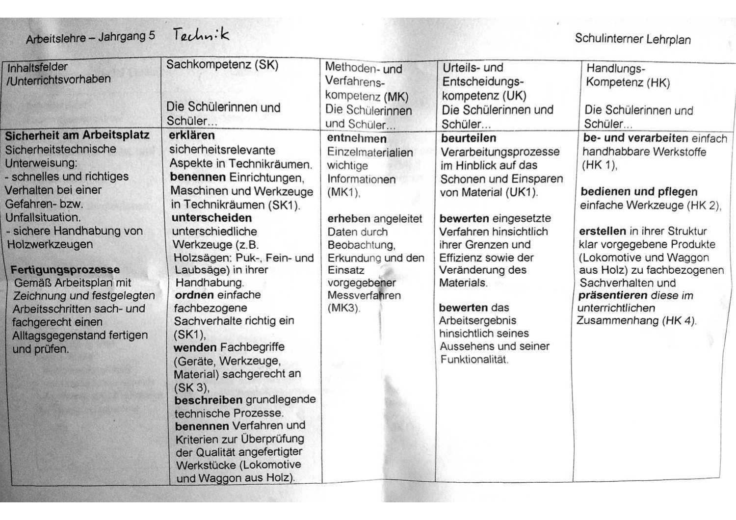Arbeitslehre – Jahrgang 5 Technik

Schulinterner Lehrplan

| Inhaltsfelder /Unterrichtsvorhaben | Sachkompetenz (SK) Die Schülerinnen und Schüler... | Methoden- und Verfahrens-kompetenz (MK) Die Schülerinnen und Schüler... | Urteils- und Entscheidungs-kompetenz (UK) Die Schülerinnen und Schüler... | Handlungs-Kompetenz (HK) Die Schülerinnen und Schüler... |
|---|---|---|---|---|
| **Sicherheit am Arbeitsplatz** Sicherheitstechnische Unterweisung: - schnelles und richtiges Verhalten bei einer Gefahren- bzw. Unfallsituation. - sichere Handhabung von Holzwerkzeugen<br><br>**Fertigungsprozesse** Gemäß Arbeitsplan mit Zeichnung und festgelegten Arbeitsschritten sach- und fachgerecht einen Alltagsgegenstand fertigen und prüfen. | **erklären** sicherheitsrelevante Aspekte in Technikräumen. **benennen** Einrichtungen, Maschinen und Werkzeuge in Technikräumen (SK1). **unterscheiden** unterschiedliche Werkzeuge (z.B. Holzsägen: Puk-, Fein- und Laubsäge) in ihrer Handhabung. **ordnen** einfache fachbezogene Sachverhalte richtig ein (SK1), **wenden** Fachbegriffe (Geräte, Werkzeuge, Material) sachgerecht an (SK 3), **beschreiben** grundlegende technische Prozesse. **benennen** Verfahren und Kriterien zur Überprüfung der Qualität angefertigter Werkstücke (Lokomotive und Waggon aus Holz). | **entnehmen** Einzelmaterialien wichtige Informationen (MK1),<br><br>**erheben** angeleitet Daten durch Beobachtung, Erkundung und den Einsatz vorgegebener Messverfahren (MK3). | **beurteilen** Verarbeitungsprozesse im Hinblick auf das Schonen und Einsparen von Material (UK1).<br><br>**bewerten** eingesetzte Verfahren hinsichtlich ihrer Grenzen und Effizienz sowie der Veränderung des Materials.<br><br>**bewerten** das Arbeitsergebnis hinsichtlich seines Aussehens und seiner Funktionalität. | **be- und verarbeiten** einfach handhabbare Werkstoffe (HK 1),<br><br>**bedienen und pflegen** einfache Werkzeuge (HK 2),<br><br>**erstellen** in ihrer Struktur klar vorgegebene Produkte (Lokomotive und Waggon aus Holz) zu fachbezogenen Sachverhalten und ***präsentieren*** *diese im unterrichtlichen Zusammenhang (HK 4).* |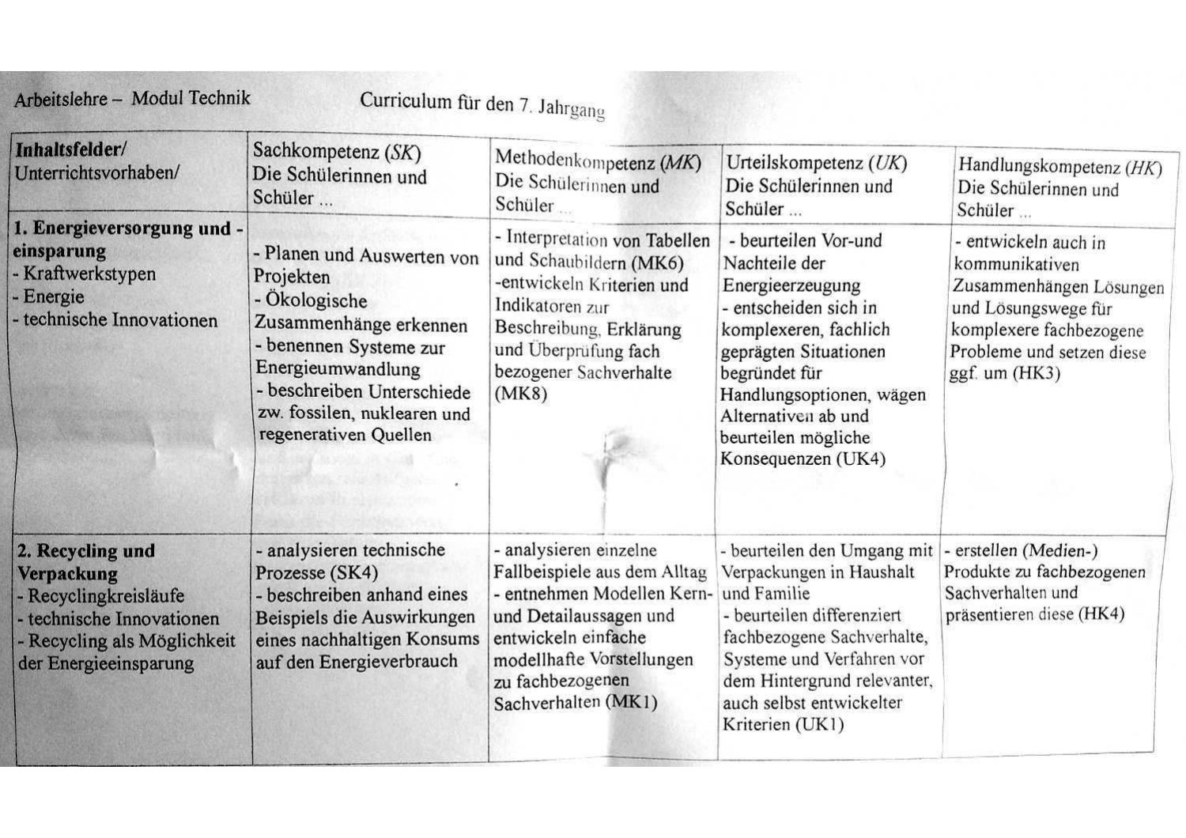Arbeitslehre – Modul Technik

Curriculum für den 7. Jahrgang

| **Inhaltsfelder/** Unterrichtsvorhaben/ | Sachkompetenz (*SK*) Die Schülerinnen und Schüler ... | Methodenkompetenz (*MK*) Die Schülerinnen und Schüler ... | Urteilskompetenz (*UK*) Die Schülerinnen und Schüler ... | Handlungskompetenz (*HK*) Die Schülerinnen und Schüler ... |
|---|---|---|---|---|
| **1. Energieversorgung und -einsparung**<br>- Kraftwerkstypen<br>- Energie<br>- technische Innovationen | - Planen und Auswerten von Projekten<br>- Ökologische Zusammenhänge erkennen<br>- benennen Systeme zur Energieumwandlung<br>- beschreiben Unterschiede zw. fossilen, nuklearen und regenerativen Quellen | - Interpretation von Tabellen und Schaubildern (MK6)<br>-entwickeln Kriterien und Indikatoren zur Beschreibung, Erklärung und Überprüfung fach bezogener Sachverhalte (MK8) | - beurteilen Vor-und Nachteile der Energieerzeugung<br>- entscheiden sich in komplexeren, fachlich geprägten Situationen begründet für Handlungsoptionen, wägen Alternativen ab und beurteilen mögliche Konsequenzen (UK4) | - entwickeln auch in kommunikativen Zusammenhängen Lösungen und Lösungswege für komplexere fachbezogene Probleme und setzen diese ggf. um (HK3) |
| **2. Recycling und Verpackung**<br>- Recyclingkreisläufe<br>- technische Innovationen<br>- Recycling als Möglichkeit der Energieeinsparung | - analysieren technische Prozesse (SK4)<br>- beschreiben anhand eines Beispiels die Auswirkungen eines nachhaltigen Konsums auf den Energieverbrauch | - analysieren einzelne Fallbeispiele aus dem Alltag<br>- entnehmen Modellen Kern- und Detailaussagen und entwickeln einfache modellhafte Vorstellungen zu fachbezogenen Sachverhalten (MK1) | - beurteilen den Umgang mit Verpackungen in Haushalt und Familie<br>- beurteilen differenziert fachbezogene Sachverhalte, Systeme und Verfahren vor dem Hintergrund relevanter, auch selbst entwickelter Kriterien (UK1) | - erstellen (Medien-) Produkte zu fachbezogenen Sachverhalten und präsentieren diese (HK4) |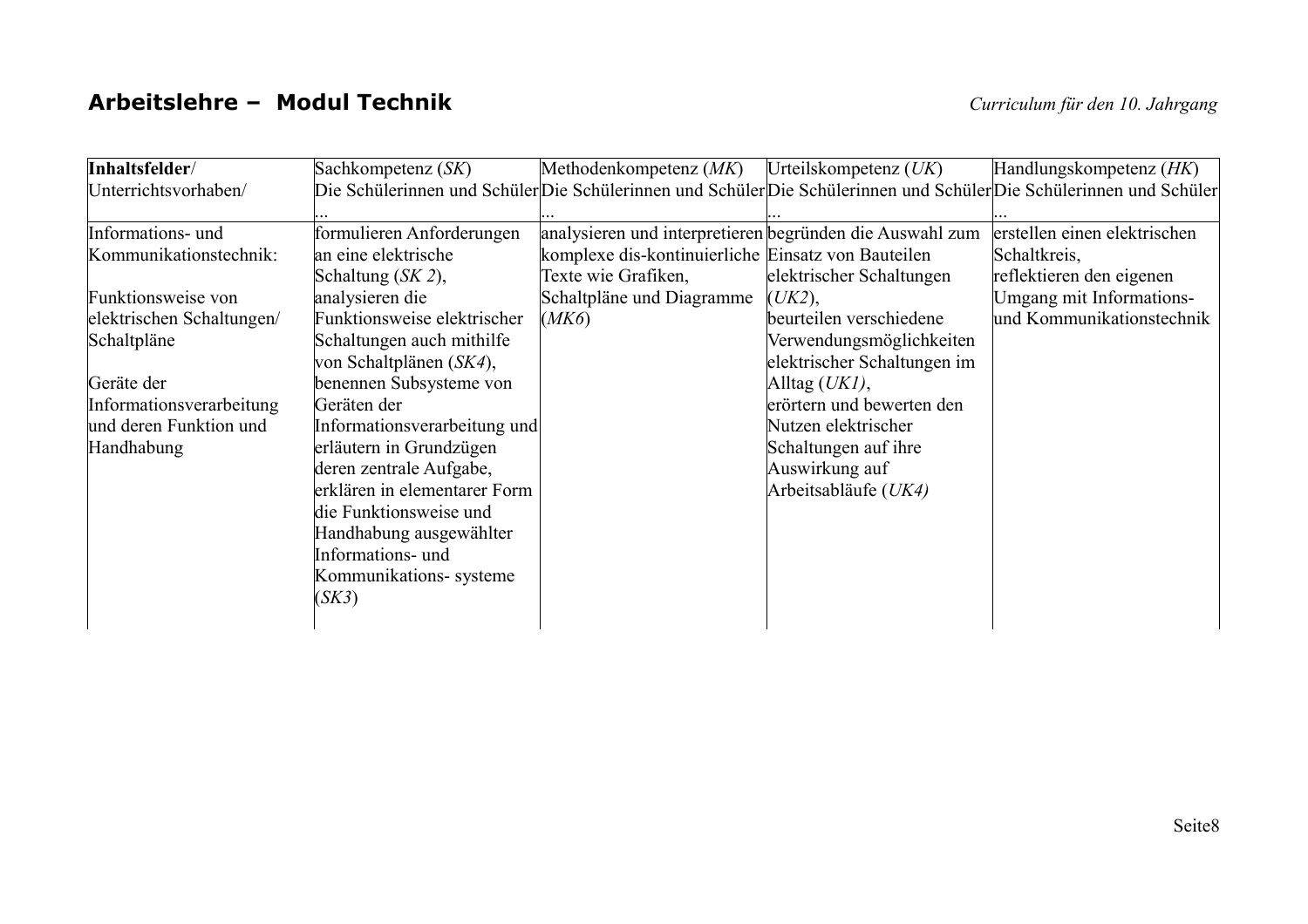## **Arbeitslehre – Modul Technik**

*Curriculum für den 10. Jahrgang*

| **Inhaltsfelder**/ Unterrichtsvorhaben/ | Sachkompetenz (*SK*) Die Schülerinnen und Schüler ... | Methodenkompetenz (*MK*) Die Schülerinnen und Schüler ... | Urteilskompetenz (*UK*) Die Schülerinnen und Schüler ... | Handlungskompetenz (*HK*) Die Schülerinnen und Schüler ... |
|---|---|---|---|---|
| Informations- und Kommunikationstechnik:<br><br>Funktionsweise von elektrischen Schaltungen/ Schaltpläne<br><br>Geräte der Informationsverarbeitung und deren Funktion und Handhabung | formulieren Anforderungen an eine elektrische Schaltung (*SK 2*), analysieren die Funktionsweise elektrischer Schaltungen auch mithilfe von Schaltplänen (*SK4*), benennen Subsysteme von Geräten der Informationsverarbeitung und erläutern in Grundzügen deren zentrale Aufgabe, erklären in elementarer Form die Funktionsweise und Handhabung ausgewählter Informations- und Kommunikations- systeme (*SK3*) | analysieren und interpretieren komplexe dis-kontinuierliche Texte wie Grafiken, Schaltpläne und Diagramme (*MK6*) | begründen die Auswahl zum Einsatz von Bauteilen elektrischer Schaltungen (*UK2*), beurteilen verschiedene Verwendungsmöglichkeiten elektrischer Schaltungen im Alltag (*UK1)*, erörtern und bewerten den Nutzen elektrischer Schaltungen auf ihre Auswirkung auf Arbeitsabläufe (*UK4)* | erstellen einen elektrischen Schaltkreis, reflektieren den eigenen Umgang mit Informations- und Kommunikationstechnik |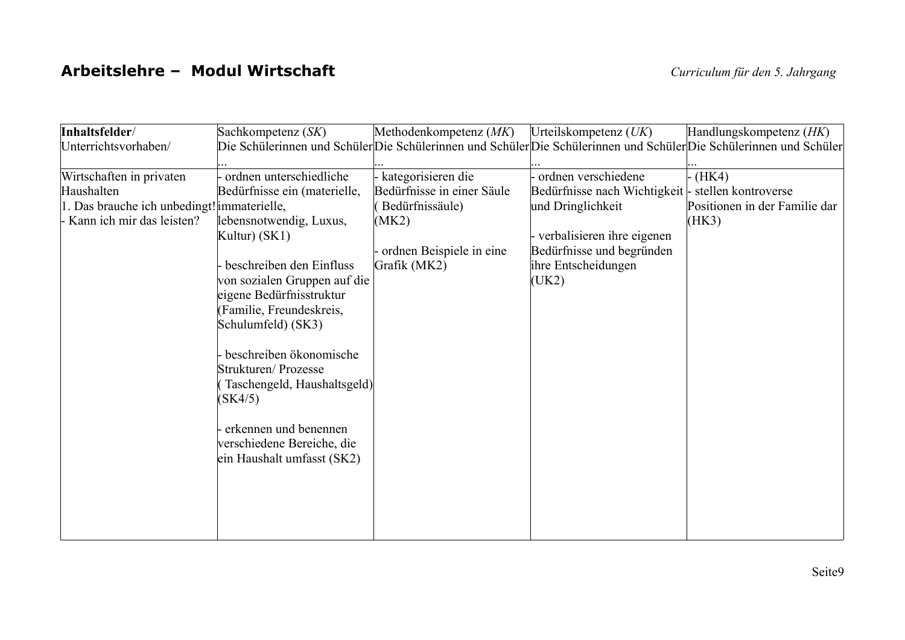**Arbeitslehre – Modul Wirtschaft** *Curriculum für den 5. Jahrgang*

| **Inhaltsfelder**/ Unterrichtsvorhaben/ | Sachkompetenz (*SK*) Die Schülerinnen und Schüler ... | Methodenkompetenz (*MK*) Die Schülerinnen und Schüler ... | Urteilskompetenz (*UK*) Die Schülerinnen und Schüler ... | Handlungskompetenz (*HK*) Die Schülerinnen und Schüler ... |
|---|---|---|---|---|
| Wirtschaften in privaten Haushalten<br>1. Das brauche ich unbedingt!<br>- Kann ich mir das leisten? | - ordnen unterschiedliche Bedürfnisse ein (materielle, immaterielle, lebensnotwendig, Luxus, Kultur) (SK1)<br><br>- beschreiben den Einfluss von sozialen Gruppen auf die eigene Bedürfnisstruktur (Familie, Freundeskreis, Schulumfeld) (SK3)<br><br>- beschreiben ökonomische Strukturen/ Prozesse ( Taschengeld, Haushaltsgeld) (SK4/5)<br><br>- erkennen und benennen verschiedene Bereiche, die ein Haushalt umfasst (SK2) | - kategorisieren die Bedürfnisse in einer Säule ( Bedürfnissäule) (MK2)<br><br>- ordnen Beispiele in eine Grafik (MK2) | - ordnen verschiedene Bedürfnisse nach Wichtigkeit und Dringlichkeit<br><br>- verbalisieren ihre eigenen Bedürfnisse und begründen ihre Entscheidungen (UK2) | - (HK4)<br>- stellen kontroverse Positionen in der Familie dar (HK3) |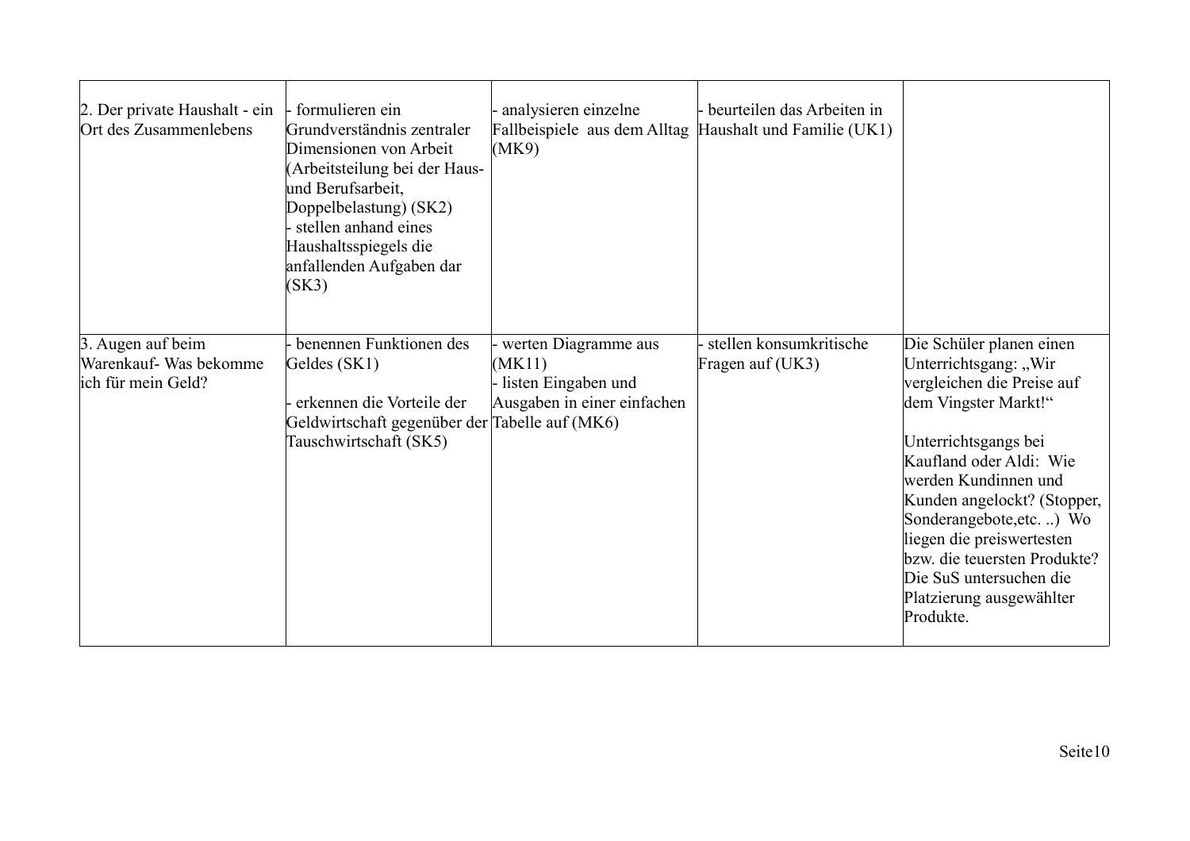| | | | | |
|---|---|---|---|---|
| 2. Der private Haushalt - ein Ort des Zusammenlebens | - formulieren ein Grundverständnis zentraler Dimensionen von Arbeit (Arbeitsteilung bei der Haus- und Berufsarbeit, Doppelbelastung) (SK2)<br>- stellen anhand eines Haushaltsspiegels die anfallenden Aufgaben dar (SK3) | - analysieren einzelne Fallbeispiele aus dem Alltag (MK9) | - beurteilen das Arbeiten in Haushalt und Familie (UK1) | |
| 3. Augen auf beim Warenkauf- Was bekomme ich für mein Geld? | - benennen Funktionen des Geldes (SK1)<br><br>- erkennen die Vorteile der Geldwirtschaft gegenüber der Tauschwirtschaft (SK5) | - werten Diagramme aus (MK11)<br>- listen Eingaben und Ausgaben in einer einfachen Tabelle auf (MK6) | - stellen konsumkritische Fragen auf (UK3) | Die Schüler planen einen Unterrichtsgang: „Wir vergleichen die Preise auf dem Vingster Markt!“<br><br>Unterrichtsgangs bei Kaufland oder Aldi: Wie werden Kundinnen und Kunden angelockt? (Stopper, Sonderangebote,etc. ..) Wo liegen die preiswertesten bzw. die teuersten Produkte? Die SuS untersuchen die Platzierung ausgewählter Produkte. |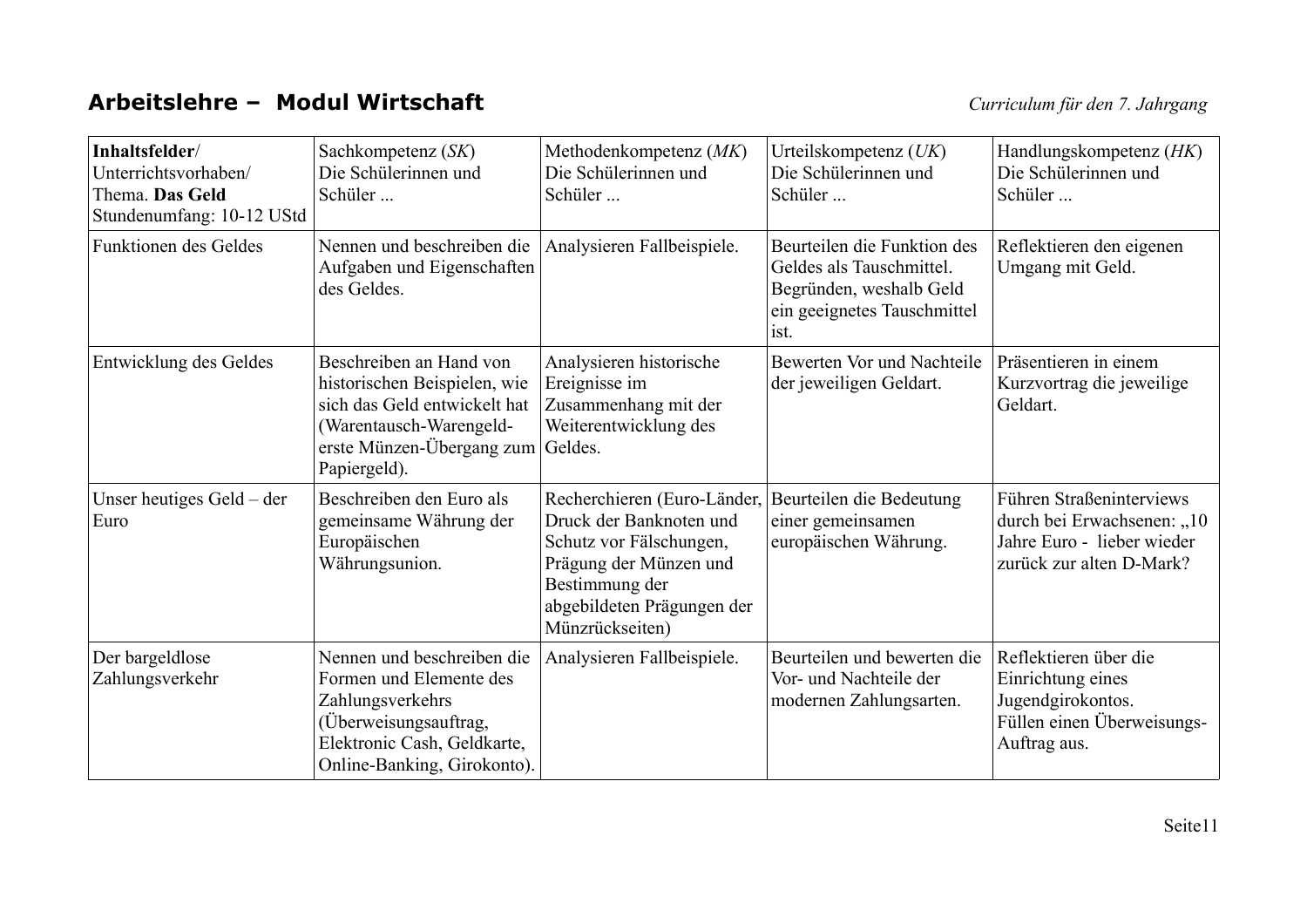## Arbeitslehre – Modul Wirtschaft

*Curriculum für den 7. Jahrgang*

| **Inhaltsfelder**/ Unterrichtsvorhaben/ Thema. **Das Geld** Stundenumfang: 10-12 UStd | Sachkompetenz (*SK*) Die Schülerinnen und Schüler ... | Methodenkompetenz (*MK*) Die Schülerinnen und Schüler ... | Urteilskompetenz (*UK*) Die Schülerinnen und Schüler ... | Handlungskompetenz (*HK*) Die Schülerinnen und Schüler ... |
|---|---|---|---|---|
| Funktionen des Geldes | Nennen und beschreiben die Aufgaben und Eigenschaften des Geldes. | Analysieren Fallbeispiele. | Beurteilen die Funktion des Geldes als Tauschmittel. Begründen, weshalb Geld ein geeignetes Tauschmittel ist. | Reflektieren den eigenen Umgang mit Geld. |
| Entwicklung des Geldes | Beschreiben an Hand von historischen Beispielen, wie sich das Geld entwickelt hat (Warentausch-Warengeld-erste Münzen-Übergang zum Papiergeld). | Analysieren historische Ereignisse im Zusammenhang mit der Weiterentwicklung des Geldes. | Bewerten Vor und Nachteile der jeweiligen Geldart. | Präsentieren in einem Kurzvortrag die jeweilige Geldart. |
| Unser heutiges Geld – der Euro | Beschreiben den Euro als gemeinsame Währung der Europäischen Währungsunion. | Recherchieren (Euro-Länder, Druck der Banknoten und Schutz vor Fälschungen, Prägung der Münzen und Bestimmung der abgebildeten Prägungen der Münzrückseiten) | Beurteilen die Bedeutung einer gemeinsamen europäischen Währung. | Führen Straßeninterviews durch bei Erwachsenen: „10 Jahre Euro - lieber wieder zurück zur alten D-Mark? |
| Der bargeldlose Zahlungsverkehr | Nennen und beschreiben die Formen und Elemente des Zahlungsverkehrs (Überweisungsauftrag, Elektronic Cash, Geldkarte, Online-Banking, Girokonto). | Analysieren Fallbeispiele. | Beurteilen und bewerten die Vor- und Nachteile der modernen Zahlungsarten. | Reflektieren über die Einrichtung eines Jugendgirokontos. Füllen einen Überweisungs-Auftrag aus. |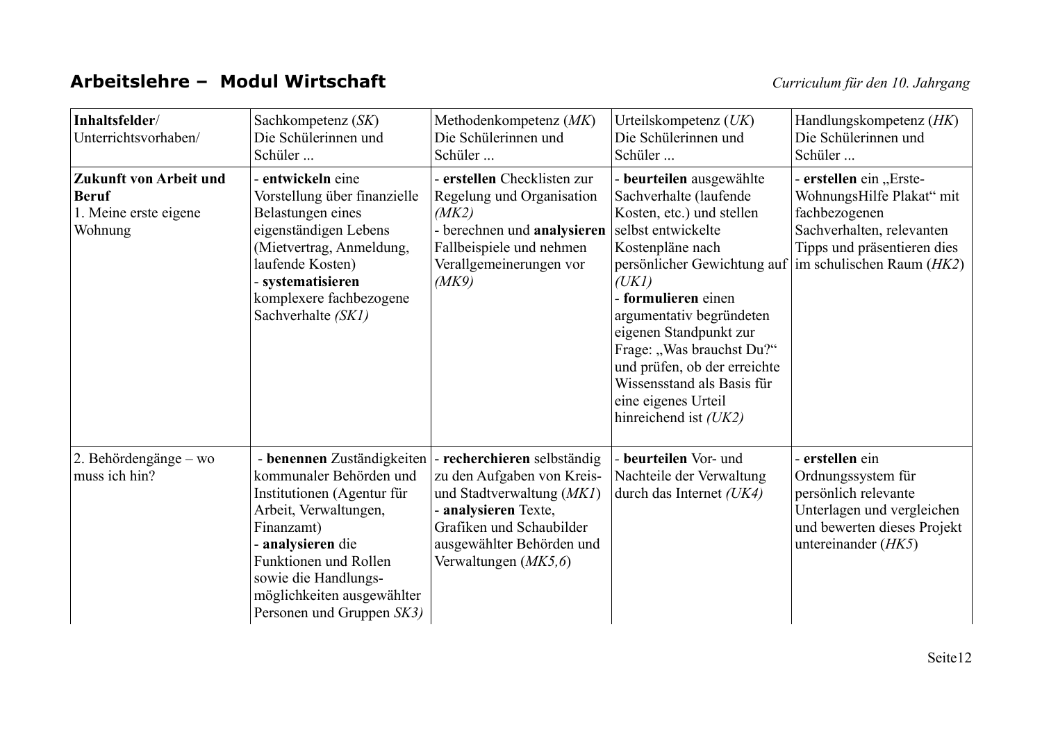## Arbeitslehre – Modul Wirtschaft

*Curriculum für den 10. Jahrgang*

| **Inhaltsfelder**/ Unterrichtsvorhaben/ | Sachkompetenz (*SK*) Die Schülerinnen und Schüler ... | Methodenkompetenz (*MK*) Die Schülerinnen und Schüler ... | Urteilskompetenz (*UK*) Die Schülerinnen und Schüler ... | Handlungskompetenz (*HK*) Die Schülerinnen und Schüler ... |
|---|---|---|---|---|
| **Zukunft von Arbeit und Beruf** 1. Meine erste eigene Wohnung | - **entwickeln** eine Vorstellung über finanzielle Belastungen eines eigenständigen Lebens (Mietvertrag, Anmeldung, laufende Kosten) - **systematisieren** komplexere fachbezogene Sachverhalte *(SK1)* | - **erstellen** Checklisten zur Regelung und Organisation *(MK2)* - berechnen und **analysieren** Fallbeispiele und nehmen Verallgemeinerungen vor *(MK9)* | - **beurteilen** ausgewählte Sachverhalte (laufende Kosten, etc.) und stellen selbst entwickelte Kostenpläne nach persönlicher Gewichtung auf *(UK1)* - **formulieren** einen argumentativ begründeten eigenen Standpunkt zur Frage: „Was brauchst Du?" und prüfen, ob der erreichte Wissensstand als Basis für eine eigenes Urteil hinreichend ist *(UK2)* | - **erstellen** ein „Erste-WohnungsHilfe Plakat" mit fachbezogenen Sachverhalten, relevanten Tipps und präsentieren dies im schulischen Raum (*HK2*) |
| 2. Behördengänge – wo muss ich hin? | - **benennen** Zuständigkeiten kommunaler Behörden und Institutionen (Agentur für Arbeit, Verwaltungen, Finanzamt) - **analysieren** die Funktionen und Rollen sowie die Handlungs-möglichkeiten ausgewählter Personen und Gruppen *SK3)* | - **recherchieren** selbständig zu den Aufgaben von Kreis- und Stadtverwaltung (*MK1*) - **analysieren** Texte, Grafiken und Schaubilder ausgewählter Behörden und Verwaltungen (*MK5,6*) | - **beurteilen** Vor- und Nachteile der Verwaltung durch das Internet *(UK4)* | - **erstellen** ein Ordnungssystem für persönlich relevante Unterlagen und vergleichen und bewerten dieses Projekt untereinander (*HK5*) |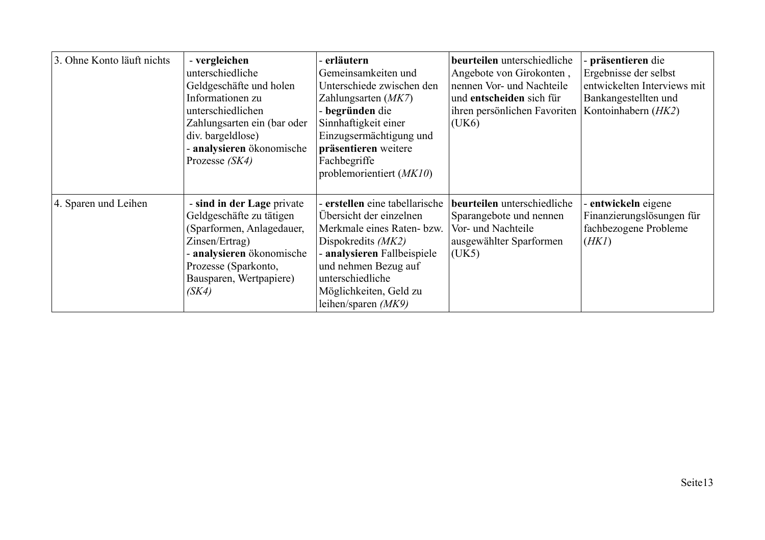| | | | | |
|---|---|---|---|---|
| 3. Ohne Konto läuft nichts | - **vergleichen** unterschiedliche Geldgeschäfte und holen Informationen zu unterschiedlichen Zahlungsarten ein (bar oder div. bargeldlose)<br>- **analysieren** ökonomische Prozesse *(SK4)* | - **erläutern** Gemeinsamkeiten und Unterschiede zwischen den Zahlungsarten (*MK7*)<br>- **begründen** die Sinnhaftigkeit einer Einzugsermächtigung und **präsentieren** weitere Fachbegriffe problemorientiert (*MK10*) | **beurteilen** unterschiedliche Angebote von Girokonten , nennen Vor- und Nachteile und **entscheiden** sich für ihren persönlichen Favoriten (UK6) | - **präsentieren** die Ergebnisse der selbst entwickelten Interviews mit Bankangestellten und Kontoinhabern (*HK2*) |
| 4. Sparen und Leihen | - **sind in der Lage** private Geldgeschäfte zu tätigen (Sparformen, Anlagedauer, Zinsen/Ertrag)<br>- **analysieren** ökonomische Prozesse (Sparkonto, Bausparen, Wertpapiere) *(SK4)* | - **erstellen** eine tabellarische Übersicht der einzelnen Merkmale eines Raten- bzw. Dispokredits *(MK2)*<br>- **analysieren** Fallbeispiele und nehmen Bezug auf unterschiedliche Möglichkeiten, Geld zu leihen/sparen *(MK9)* | **beurteilen** unterschiedliche Sparangebote und nennen Vor- und Nachteile ausgewählter Sparformen (UK5) | - **entwickeln** eigene Finanzierungslösungen für fachbezogene Probleme (*HK1*) |